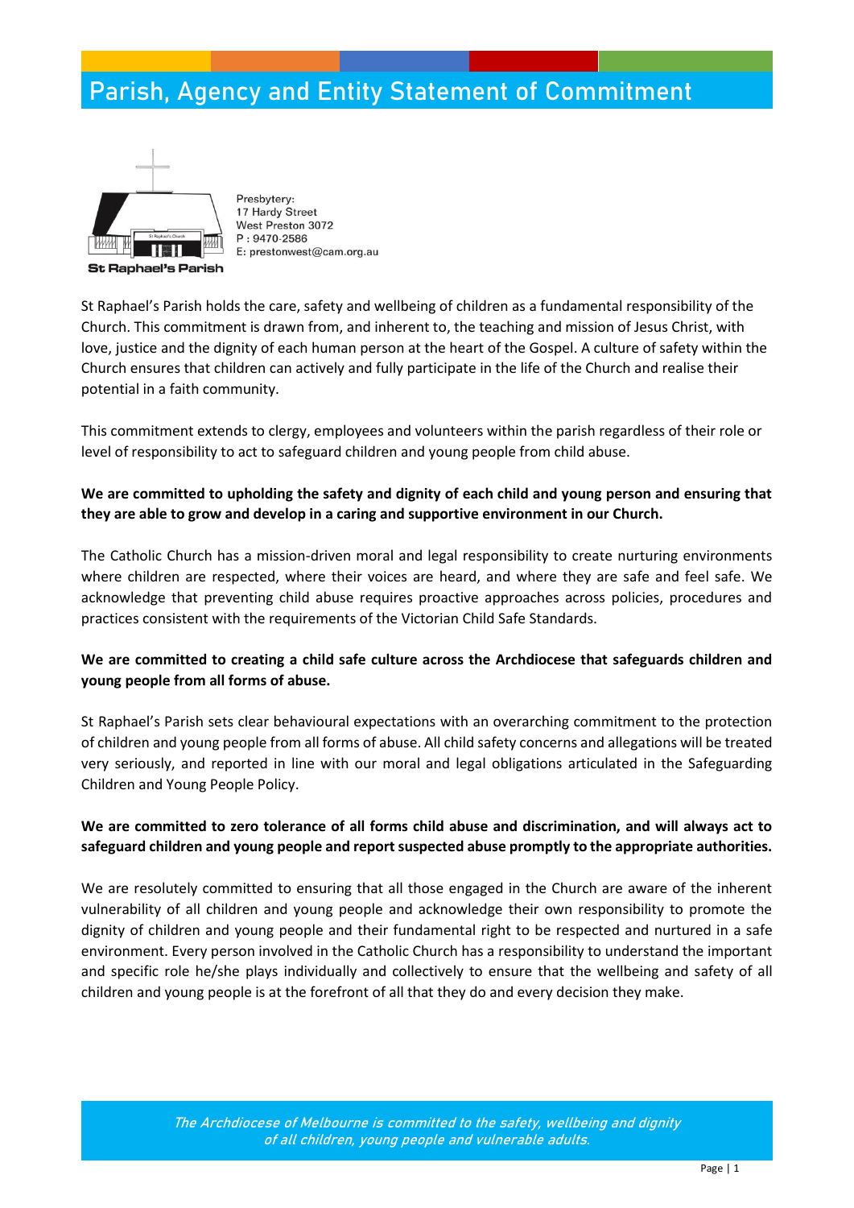# Parish, Agency and Entity Statement of Commitment

St Raphael's Parish

Presbytery:
17 Hardy Street
West Preston 3072
P : 9470-2586
E: prestonwest@cam.org.au

St Raphael's Parish holds the care, safety and wellbeing of children as a fundamental responsibility of the Church. This commitment is drawn from, and inherent to, the teaching and mission of Jesus Christ, with love, justice and the dignity of each human person at the heart of the Gospel. A culture of safety within the Church ensures that children can actively and fully participate in the life of the Church and realise their potential in a faith community.

This commitment extends to clergy, employees and volunteers within the parish regardless of their role or level of responsibility to act to safeguard children and young people from child abuse.

**We are committed to upholding the safety and dignity of each child and young person and ensuring that they are able to grow and develop in a caring and supportive environment in our Church.**

The Catholic Church has a mission-driven moral and legal responsibility to create nurturing environments where children are respected, where their voices are heard, and where they are safe and feel safe. We acknowledge that preventing child abuse requires proactive approaches across policies, procedures and practices consistent with the requirements of the Victorian Child Safe Standards.

**We are committed to creating a child safe culture across the Archdiocese that safeguards children and young people from all forms of abuse.**

St Raphael's Parish sets clear behavioural expectations with an overarching commitment to the protection of children and young people from all forms of abuse. All child safety concerns and allegations will be treated very seriously, and reported in line with our moral and legal obligations articulated in the Safeguarding Children and Young People Policy.

**We are committed to zero tolerance of all forms child abuse and discrimination, and will always act to safeguard children and young people and report suspected abuse promptly to the appropriate authorities.**

We are resolutely committed to ensuring that all those engaged in the Church are aware of the inherent vulnerability of all children and young people and acknowledge their own responsibility to promote the dignity of children and young people and their fundamental right to be respected and nurtured in a safe environment. Every person involved in the Catholic Church has a responsibility to understand the important and specific role he/she plays individually and collectively to ensure that the wellbeing and safety of all children and young people is at the forefront of all that they do and every decision they make.

*The Archdiocese of Melbourne is committed to the safety, wellbeing and dignity of all children, young people and vulnerable adults.*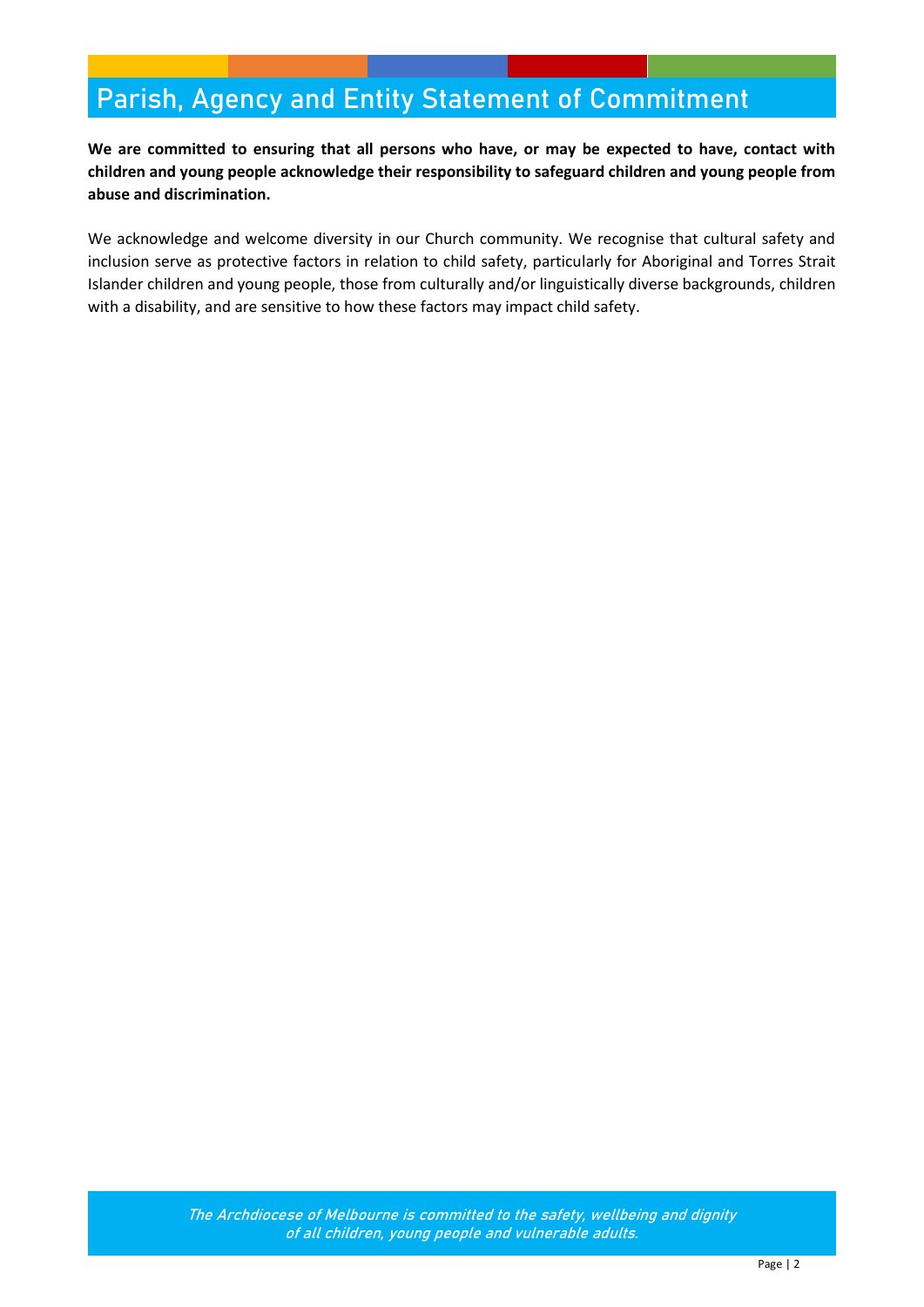# Parish, Agency and Entity Statement of Commitment

**We are committed to ensuring that all persons who have, or may be expected to have, contact with children and young people acknowledge their responsibility to safeguard children and young people from abuse and discrimination.**

We acknowledge and welcome diversity in our Church community. We recognise that cultural safety and inclusion serve as protective factors in relation to child safety, particularly for Aboriginal and Torres Strait Islander children and young people, those from culturally and/or linguistically diverse backgrounds, children with a disability, and are sensitive to how these factors may impact child safety.

*The Archdiocese of Melbourne is committed to the safety, wellbeing and dignity of all children, young people and vulnerable adults.*